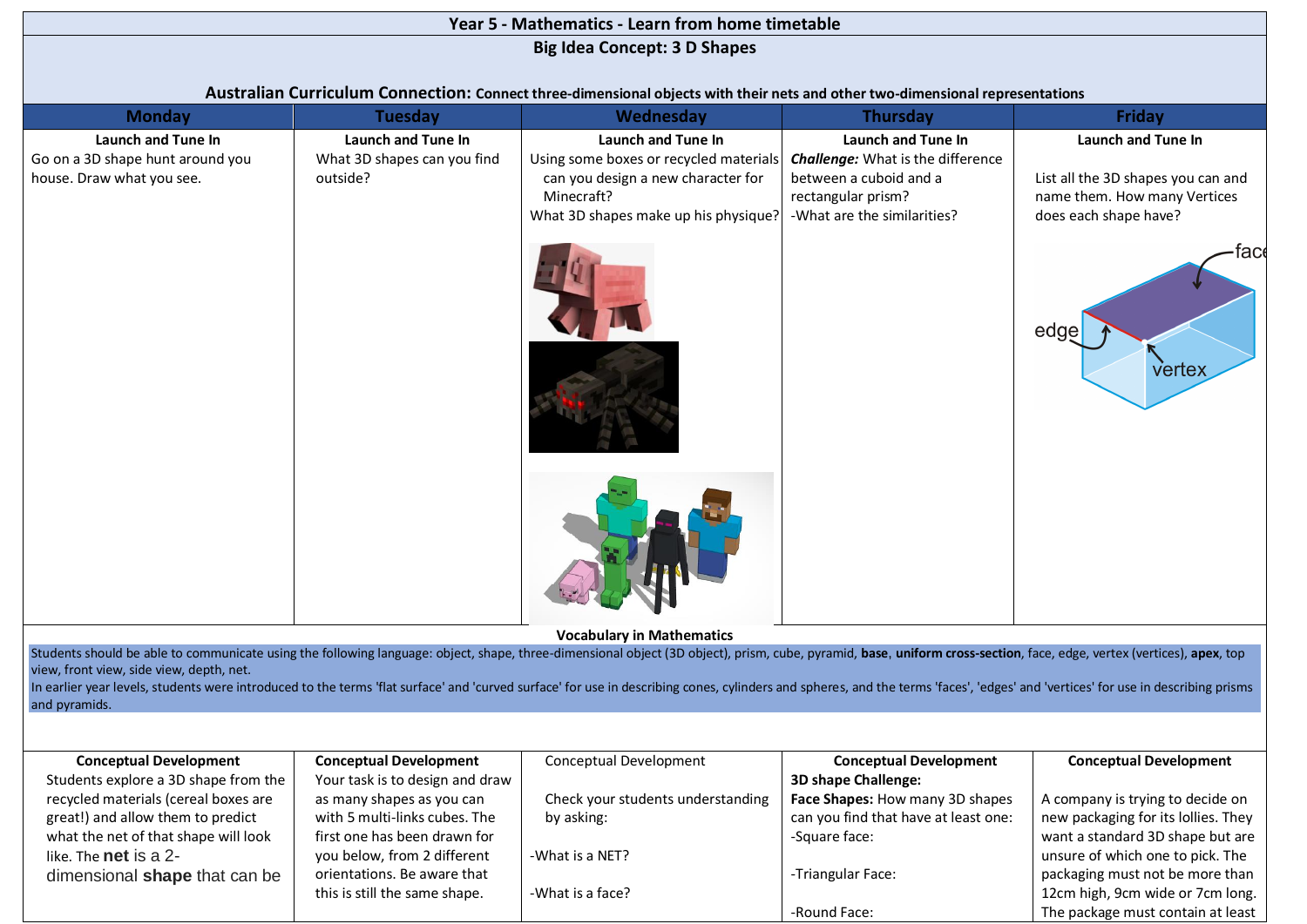# Year 5 - Mathematics - Learn from home timetable

## Big Idea Concept: 3 D Shapes

**Australian Curriculum Connection:** **Connect three-dimensional objects with their nets and other two-dimensional representations**

| Monday | Tuesday | Wednesday | Thursday | Friday |
|---|---|---|---|---|
| **Launch and Tune In**<br>Go on a 3D shape hunt around you house. Draw what you see. | **Launch and Tune In**<br>What 3D shapes can you find outside? | **Launch and Tune In**<br>Using some boxes or recycled materials can you design a new character for Minecraft?<br>What 3D shapes make up his physique? | **Launch and Tune In**<br>***Challenge:*** What is the difference between a cuboid and a rectangular prism?<br>-What are the similarities? | **Launch and Tune In**<br>List all the 3D shapes you can and name them. How many Vertices does each shape have? |

### Vocabulary in Mathematics

Students should be able to communicate using the following language: object, shape, three-dimensional object (3D object), prism, cube, pyramid, **base**, **uniform cross-section**, face, edge, vertex (vertices), **apex**, top view, front view, side view, depth, net.

In earlier year levels, students were introduced to the terms 'flat surface' and 'curved surface' for use in describing cones, cylinders and spheres, and the terms 'faces', 'edges' and 'vertices' for use in describing prisms and pyramids.

| Monday | Tuesday | Wednesday | Thursday | Friday |
|---|---|---|---|---|
| **Conceptual Development**<br>Students explore a 3D shape from the recycled materials (cereal boxes are great!) and allow them to predict what the net of that shape will look like. The **net** is a 2-dimensional **shape** that can be | **Conceptual Development**<br>Your task is to design and draw as many shapes as you can with 5 multi-links cubes. The first one has been drawn for you below, from 2 different orientations. Be aware that this is still the same shape. | Conceptual Development<br>Check your students understanding by asking:<br>-What is a NET?<br>-What is a face? | **Conceptual Development**<br>**3D shape Challenge:**<br>**Face Shapes:** How many 3D shapes can you find that have at least one:<br>-Square face:<br>-Triangular Face:<br>-Round Face: | **Conceptual Development**<br>A company is trying to decide on new packaging for its lollies. They want a standard 3D shape but are unsure of which one to pick. The packaging must not be more than 12cm high, 9cm wide or 7cm long. The package must contain at least |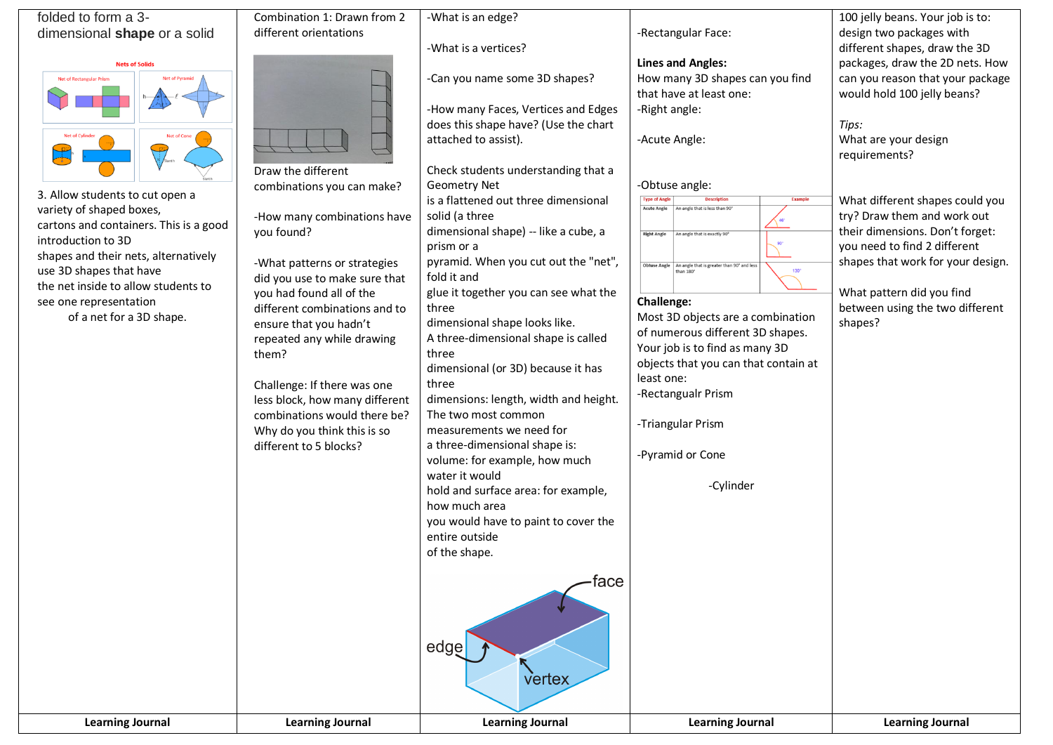folded to form a 3-dimensional **shape** or a solid

**Nets of Solids**

Net of Rectangular Prism | Net of Pyramid | Net of Cylinder | Net of Cone

3. Allow students to cut open a variety of shaped boxes, cartons and containers. This is a good introduction to 3D shapes and their nets, alternatively use 3D shapes that have the net inside to allow students to see one representation of a net for a 3D shape.

**Learning Journal**

Combination 1: Drawn from 2 different orientations

Draw the different combinations you can make?

-How many combinations have you found?

-What patterns or strategies did you use to make sure that you had found all of the different combinations and to ensure that you hadn't repeated any while drawing them?

Challenge: If there was one less block, how many different combinations would there be? Why do you think this is so different to 5 blocks?

**Learning Journal**

-What is an edge?

-What is a vertices?

-Can you name some 3D shapes?

-How many Faces, Vertices and Edges does this shape have? (Use the chart attached to assist).

Check students understanding that a Geometry Net is a flattened out three dimensional solid (a three dimensional shape) -- like a cube, a prism or a pyramid. When you cut out the "net", fold it and glue it together you can see what the three dimensional shape looks like.

A three-dimensional shape is called three dimensional (or 3D) because it has three dimensions: length, width and height. The two most common measurements we need for a three-dimensional shape is: volume: for example, how much water it would hold and surface area: for example, how much area you would have to paint to cover the entire outside of the shape.

face, edge, vertex

**Learning Journal**

-Rectangular Face:

**Lines and Angles:**

How many 3D shapes can you find that have at least one:

-Right angle:

-Acute Angle:

-Obtuse angle:

| Type of Angle | Description | Example |
|---|---|---|
| Acute Angle | An angle that is less than 90° | 46° |
| Right Angle | An angle that is exactly 90° | 90° |
| Obtuse Angle | An angle that is greater than 90° and less than 180° | 130° |

**Challenge:**

Most 3D objects are a combination of numerous different 3D shapes. Your job is to find as many 3D objects that you can that contain at least one:

-Rectangualr Prism

-Triangular Prism

-Pyramid or Cone

-Cylinder

**Learning Journal**

100 jelly beans. Your job is to: design two packages with different shapes, draw the 3D packages, draw the 2D nets. How can you reason that your package would hold 100 jelly beans?

*Tips:*

What are your design requirements?

What different shapes could you try? Draw them and work out their dimensions. Don't forget: you need to find 2 different shapes that work for your design.

What pattern did you find between using the two different shapes?

**Learning Journal**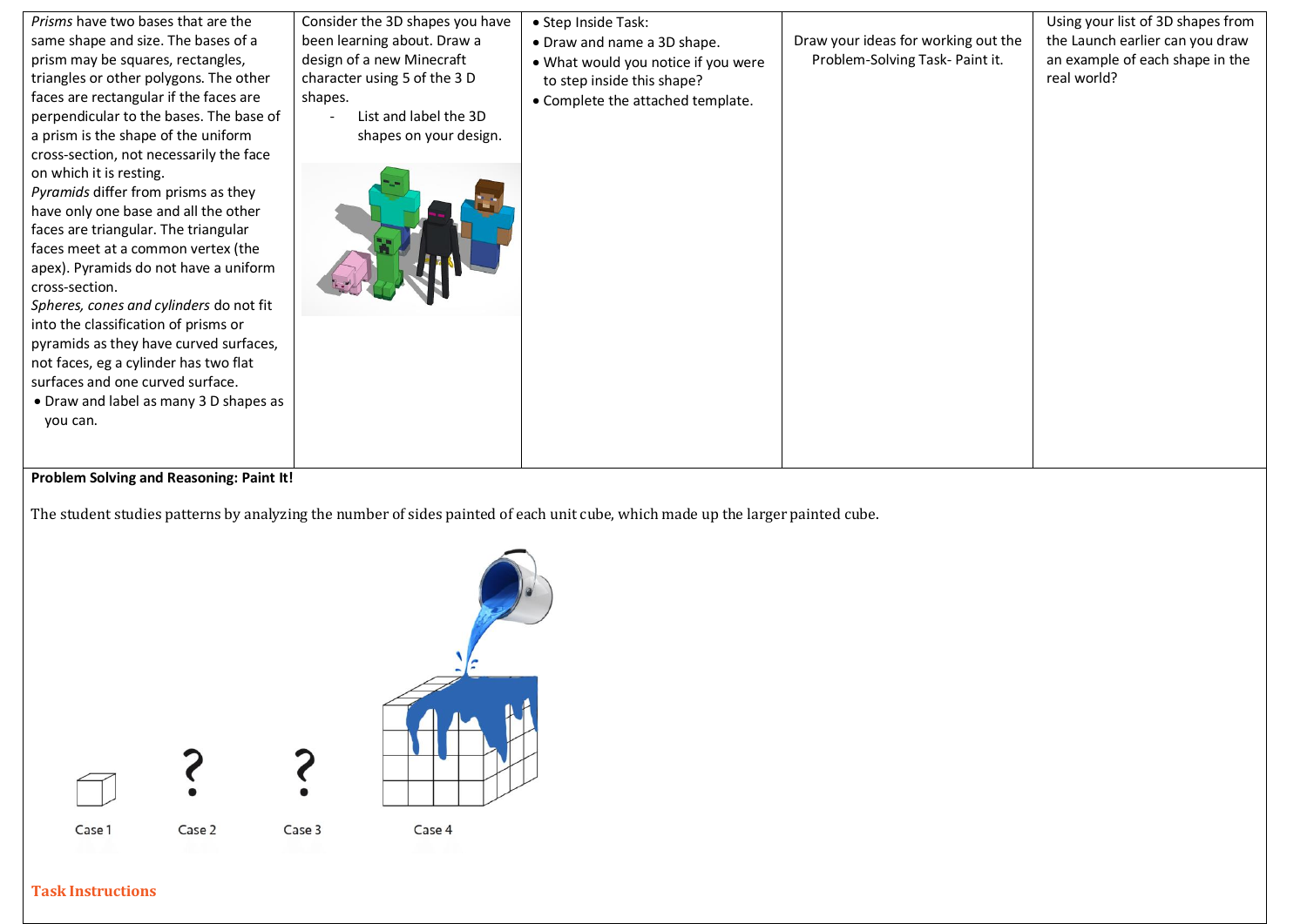| *Prisms* have two bases that are the same shape and size. The bases of a prism may be squares, rectangles, triangles or other polygons. The other faces are rectangular if the faces are perpendicular to the bases. The base of a prism is the shape of the uniform cross-section, not necessarily the face on which it is resting. *Pyramids* differ from prisms as they have only one base and all the other faces are triangular. The triangular faces meet at a common vertex (the apex). Pyramids do not have a uniform cross-section. *Spheres, cones and cylinders* do not fit into the classification of prisms or pyramids as they have curved surfaces, not faces, eg a cylinder has two flat surfaces and one curved surface. • Draw and label as many 3 D shapes as you can. | Consider the 3D shapes you have been learning about. Draw a design of a new Minecraft character using 5 of the 3 D shapes. - List and label the 3D shapes on your design. | • Step Inside Task: • Draw and name a 3D shape. • What would you notice if you were to step inside this shape? • Complete the attached template. | Draw your ideas for working out the Problem-Solving Task- Paint it. | Using your list of 3D shapes from the Launch earlier can you draw an example of each shape in the real world? |
|---|---|---|---|---|

**Problem Solving and Reasoning: Paint It!**

The student studies patterns by analyzing the number of sides painted of each unit cube, which made up the larger painted cube.

Case 1 &nbsp;&nbsp;&nbsp; Case 2 ? &nbsp;&nbsp;&nbsp; Case 3 ? &nbsp;&nbsp;&nbsp; Case 4

**Task Instructions**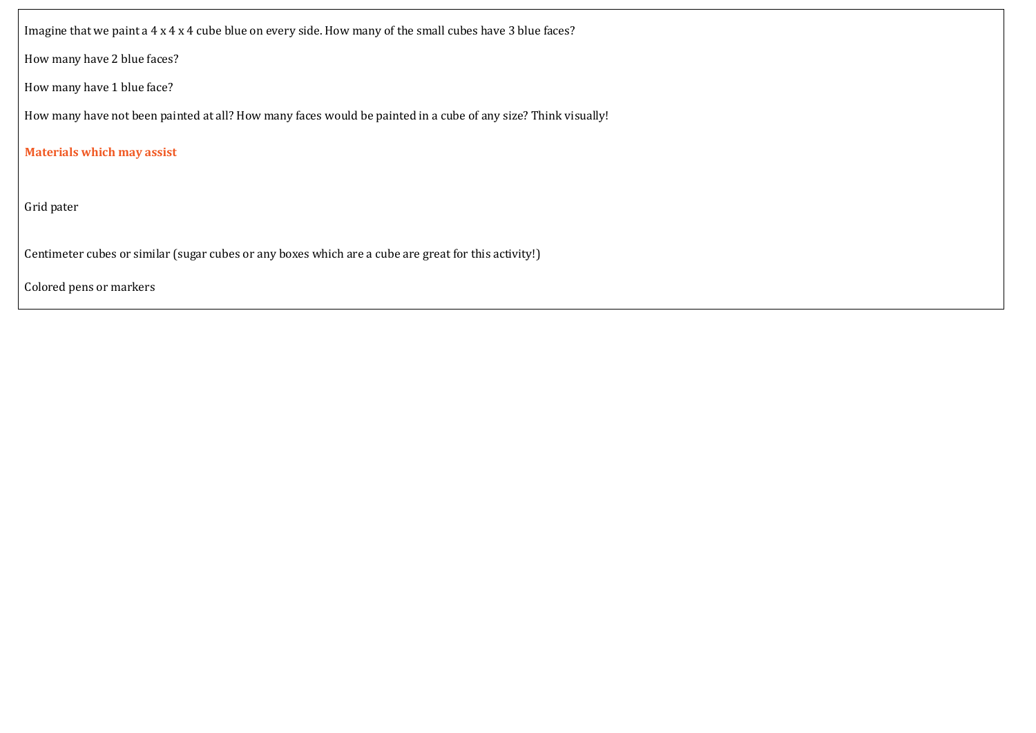Imagine that we paint a 4 x 4 x 4 cube blue on every side. How many of the small cubes have 3 blue faces?

How many have 2 blue faces?

How many have 1 blue face?

How many have not been painted at all? How many faces would be painted in a cube of any size? Think visually!

**Materials which may assist**

Grid pater

Centimeter cubes or similar (sugar cubes or any boxes which are a cube are great for this activity!)

Colored pens or markers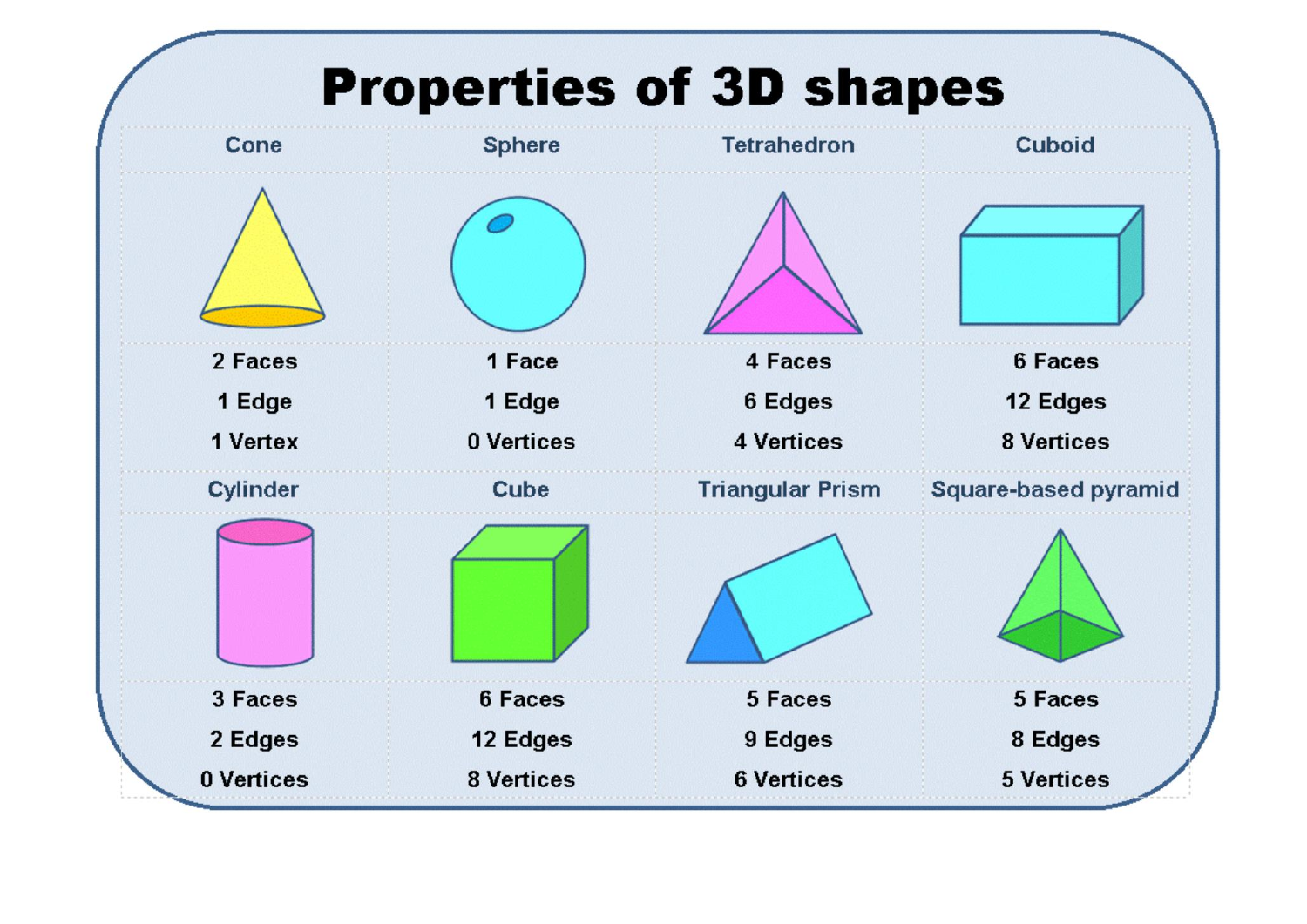# Properties of 3D shapes

| Cone | Sphere | Tetrahedron | Cuboid |
|---|---|---|---|
| 2 Faces | 1 Face | 4 Faces | 6 Faces |
| 1 Edge | 1 Edge | 6 Edges | 12 Edges |
| 1 Vertex | 0 Vertices | 4 Vertices | 8 Vertices |

| Cylinder | Cube | Triangular Prism | Square-based pyramid |
|---|---|---|---|
| 3 Faces | 6 Faces | 5 Faces | 5 Faces |
| 2 Edges | 12 Edges | 9 Edges | 8 Edges |
| 0 Vertices | 8 Vertices | 6 Vertices | 5 Vertices |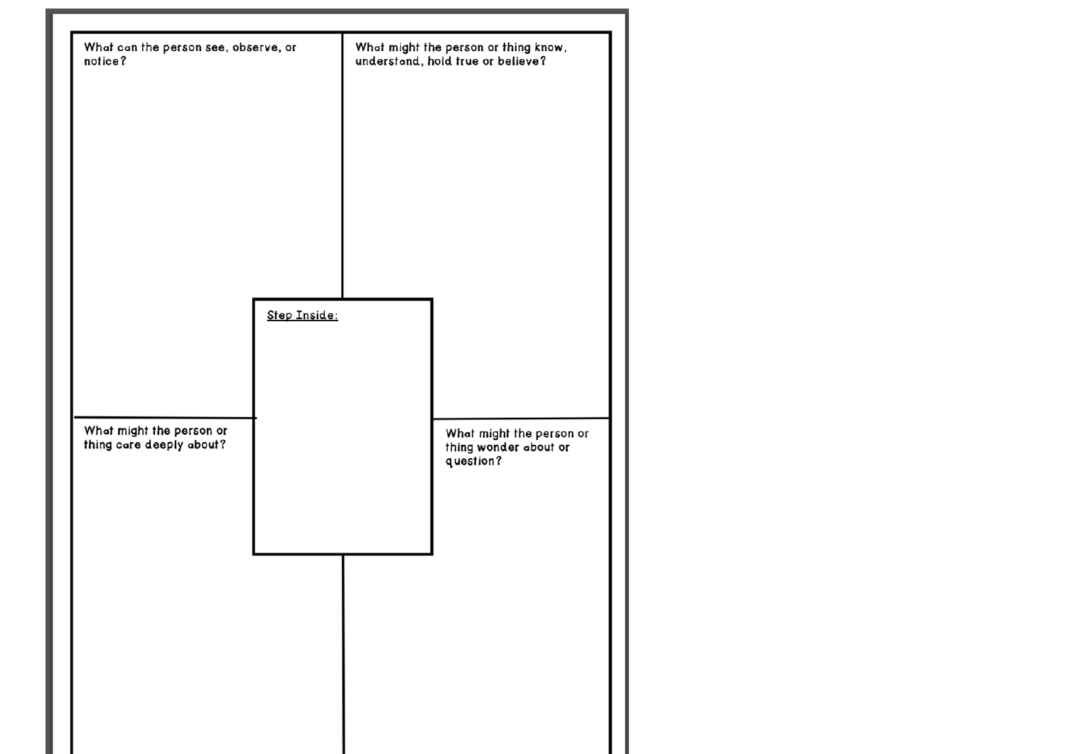What can the person see, observe, or notice?

What might the person or thing know, understand, hold true or believe?

Step Inside:

What might the person or thing care deeply about?

What might the person or thing wonder about or question?